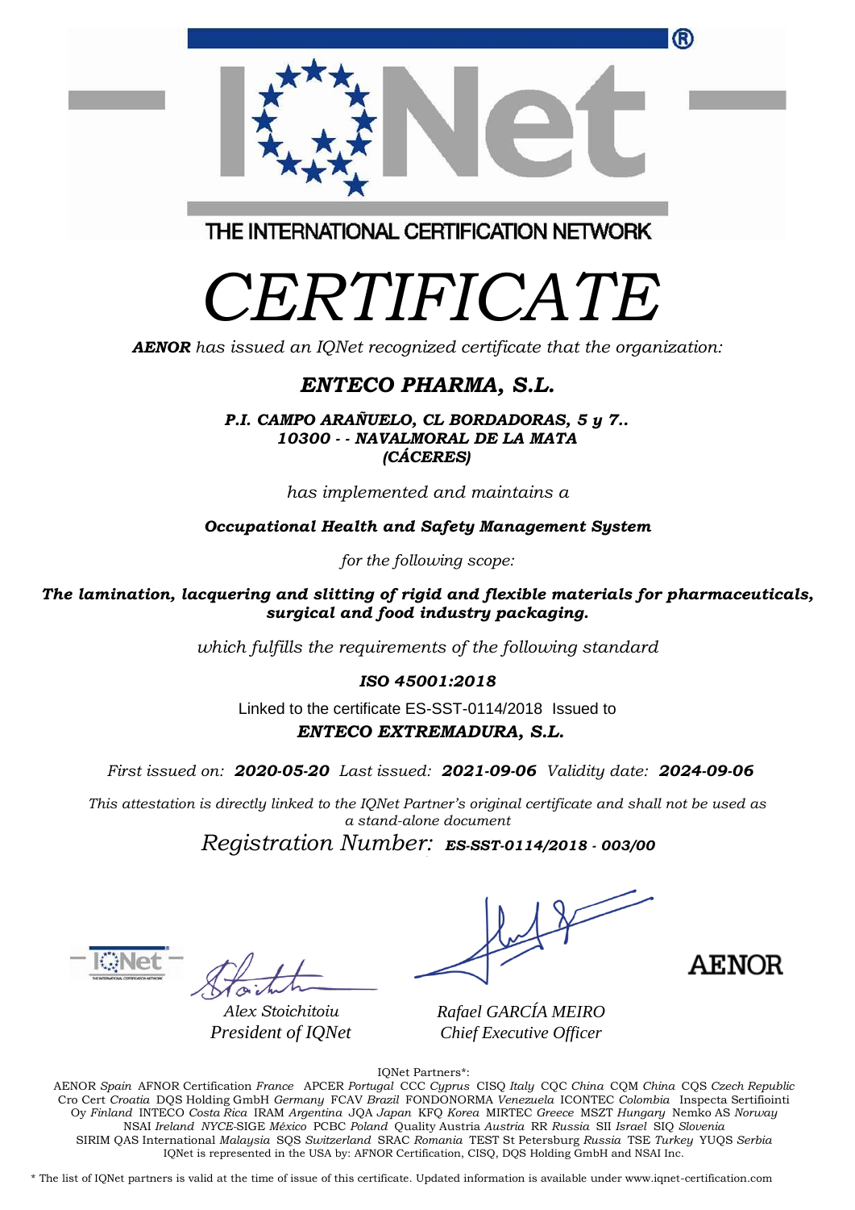THE INTERNATIONAL CERTIFICATION NETWORK

# CERTIFICATE

***AENOR*** *has issued an IQNet recognized certificate that the organization:*

## *ENTECO PHARMA, S.L.*

***P.I. CAMPO ARAÑUELO, CL BORDADORAS, 5 y 7..***
***10300 - - NAVALMORAL DE LA MATA***
***(CÁCERES)***

*has implemented and maintains a*

***Occupational Health and Safety Management System***

*for the following scope:*

***The lamination, lacquering and slitting of rigid and flexible materials for pharmaceuticals, surgical and food industry packaging.***

*which fulfills the requirements of the following standard*

***ISO 45001:2018***

Linked to the certificate ES-SST-0114/2018 Issued to

***ENTECO EXTREMADURA, S.L.***

*First issued on:* ***2020-05-20*** *Last issued:* ***2021-09-06*** *Validity date:* ***2024-09-06***

*This attestation is directly linked to the IQNet Partner's original certificate and shall not be used as a stand-alone document*

*Registration Number:* ***ES-SST-0114/2018 - 003/00***

*Alex Stoichitoiu*
*President of IQNet*

*Rafael GARCÍA MEIRO*
*Chief Executive Officer*

AENOR

IQNet Partners*:

AENOR *Spain* AFNOR Certification *France* APCER *Portugal* CCC *Cyprus* CISQ *Italy* CQC *China* CQM *China* CQS *Czech Republic* Cro Cert *Croatia* DQS Holding GmbH *Germany* FCAV *Brazil* FONDONORMA *Venezuela* ICONTEC *Colombia* Inspecta Sertifiointi Oy *Finland* INTECO *Costa Rica* IRAM *Argentina* JQA *Japan* KFQ *Korea* MIRTEC *Greece* MSZT *Hungary* Nemko AS *Norway* NSAI *Ireland* *NYCE*-SIGE *México* PCBC *Poland* Quality Austria *Austria* RR *Russia* SII *Israel* SIQ *Slovenia* SIRIM QAS International *Malaysia* SQS *Switzerland* SRAC *Romania* TEST St Petersburg *Russia* TSE *Turkey* YUQS *Serbia*
IQNet is represented in the USA by: AFNOR Certification, CISQ, DQS Holding GmbH and NSAI Inc.

* The list of IQNet partners is valid at the time of issue of this certificate. Updated information is available under www.iqnet-certification.com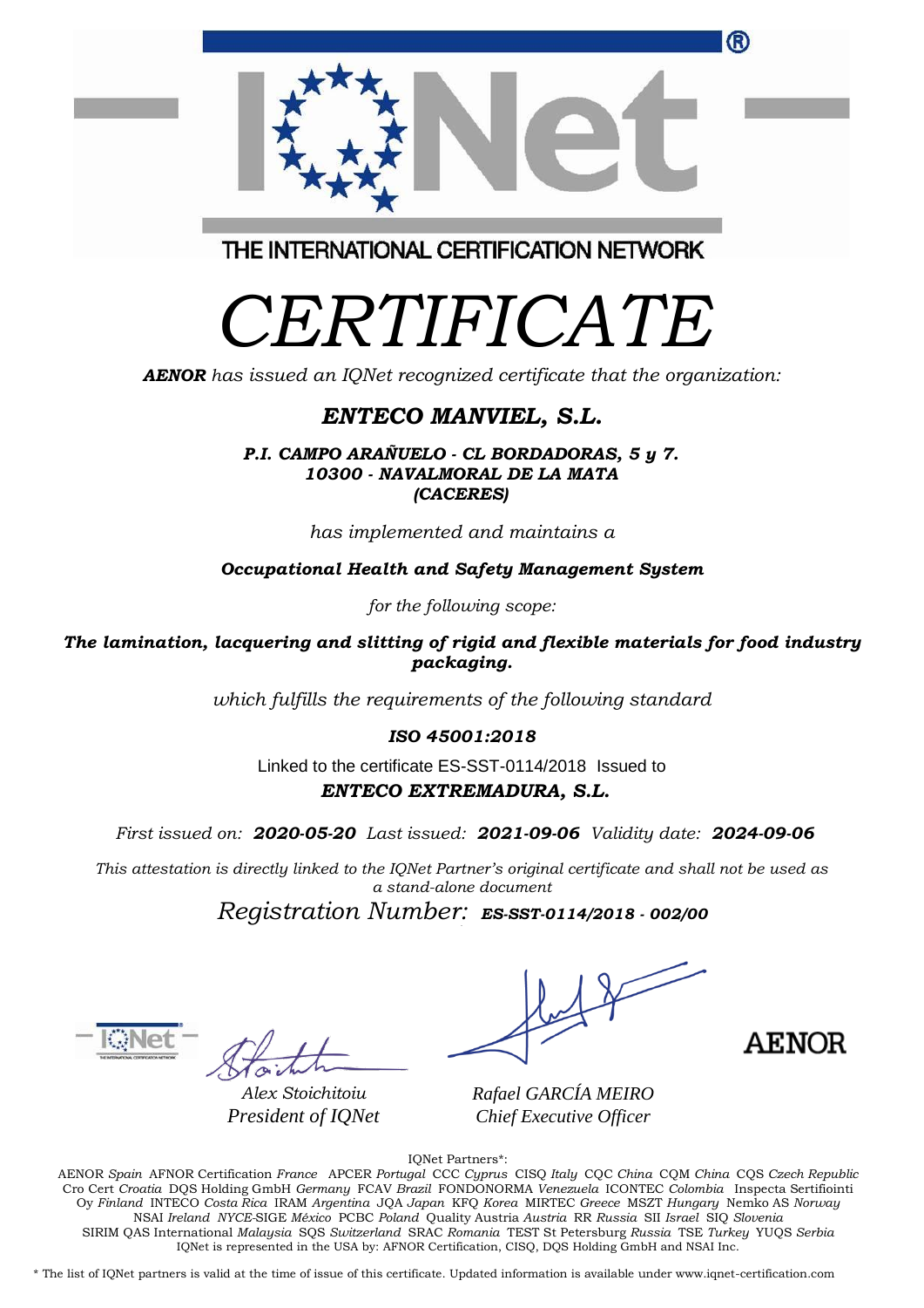THE INTERNATIONAL CERTIFICATION NETWORK

# *CERTIFICATE*

***AENOR*** *has issued an IQNet recognized certificate that the organization:*

## ***ENTECO MANVIEL, S.L.***

***P.I. CAMPO ARAÑUELO - CL BORDADORAS, 5 y 7.***
***10300 - NAVALMORAL DE LA MATA***
***(CACERES)***

*has implemented and maintains a*

***Occupational Health and Safety Management System***

*for the following scope:*

***The lamination, lacquering and slitting of rigid and flexible materials for food industry packaging.***

*which fulfills the requirements of the following standard*

***ISO 45001:2018***

Linked to the certificate ES-SST-0114/2018 Issued to

***ENTECO EXTREMADURA, S.L.***

*First issued on:* ***2020-05-20*** *Last issued:* ***2021-09-06*** *Validity date:* ***2024-09-06***

*This attestation is directly linked to the IQNet Partner's original certificate and shall not be used as a stand-alone document*

*Registration Number:* ***ES-SST-0114/2018 - 002/00***

*Alex Stoichitoiu*
*President of IQNet*

*Rafael GARCÍA MEIRO*
*Chief Executive Officer*

AENOR

IQNet Partners*:

AENOR *Spain* AFNOR Certification *France* APCER *Portugal* CCC *Cyprus* CISQ *Italy* CQC *China* CQM *China* CQS *Czech Republic* Cro Cert *Croatia* DQS Holding GmbH *Germany* FCAV *Brazil* FONDONORMA *Venezuela* ICONTEC *Colombia* Inspecta Sertifiointi Oy *Finland* INTECO *Costa Rica* IRAM *Argentina* JQA *Japan* KFQ *Korea* MIRTEC *Greece* MSZT *Hungary* Nemko AS *Norway* NSAI *Ireland* *NYCE*-SIGE *México* PCBC *Poland* Quality Austria *Austria* RR *Russia* SII *Israel* SIQ *Slovenia* SIRIM QAS International *Malaysia* SQS *Switzerland* SRAC *Romania* TEST St Petersburg *Russia* TSE *Turkey* YUQS *Serbia*
IQNet is represented in the USA by: AFNOR Certification, CISQ, DQS Holding GmbH and NSAI Inc.

* The list of IQNet partners is valid at the time of issue of this certificate. Updated information is available under www.iqnet-certification.com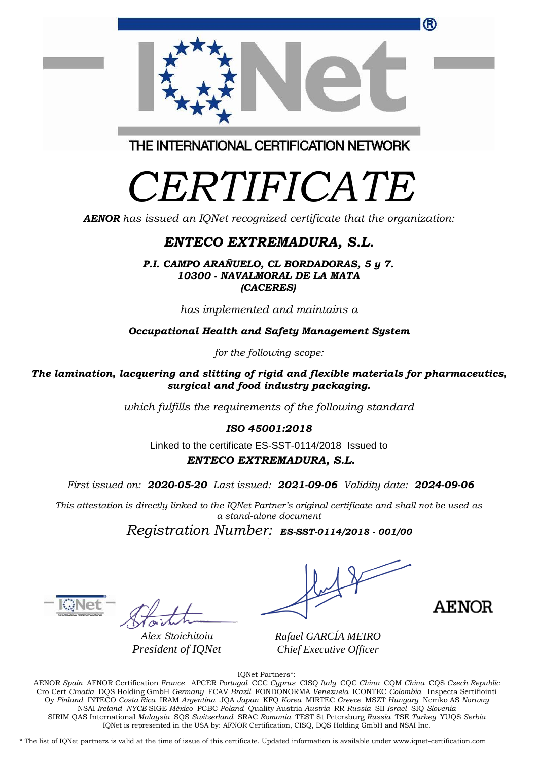THE INTERNATIONAL CERTIFICATION NETWORK

# *CERTIFICATE*

***AENOR** has issued an IQNet recognized certificate that the organization:*

## ***ENTECO EXTREMADURA, S.L.***

***P.I. CAMPO ARAÑUELO, CL BORDADORAS, 5 y 7.***
***10300 - NAVALMORAL DE LA MATA***
***(CACERES)***

*has implemented and maintains a*

***Occupational Health and Safety Management System***

*for the following scope:*

***The lamination, lacquering and slitting of rigid and flexible materials for pharmaceutics, surgical and food industry packaging.***

*which fulfills the requirements of the following standard*

***ISO 45001:2018***

Linked to the certificate ES-SST-0114/2018 Issued to
***ENTECO EXTREMADURA, S.L.***

*First issued on:* ***2020-05-20*** *Last issued:* ***2021-09-06*** *Validity date:* ***2024-09-06***

*This attestation is directly linked to the IQNet Partner's original certificate and shall not be used as a stand-alone document*

*Registration Number:* ***ES-SST-0114/2018 - 001/00***

*Alex Stoichitoiu*
*President of IQNet*

*Rafael GARCÍA MEIRO*
*Chief Executive Officer*

AENOR

IQNet Partners*:

AENOR *Spain* AFNOR Certification *France* APCER *Portugal* CCC *Cyprus* CISQ *Italy* CQC *China* CQM *China* CQS *Czech Republic* Cro Cert *Croatia* DQS Holding GmbH *Germany* FCAV *Brazil* FONDONORMA *Venezuela* ICONTEC *Colombia* Inspecta Sertifiointi Oy *Finland* INTECO *Costa Rica* IRAM *Argentina* JQA *Japan* KFQ *Korea* MIRTEC *Greece* MSZT *Hungary* Nemko AS *Norway* NSAI *Ireland* *NYCE*-SIGE *México* PCBC *Poland* Quality Austria *Austria* RR *Russia* SII *Israel* SIQ *Slovenia* SIRIM QAS International *Malaysia* SQS *Switzerland* SRAC *Romania* TEST St Petersburg *Russia* TSE *Turkey* YUQS *Serbia*
IQNet is represented in the USA by: AFNOR Certification, CISQ, DQS Holding GmbH and NSAI Inc.

\* The list of IQNet partners is valid at the time of issue of this certificate. Updated information is available under www.iqnet-certification.com